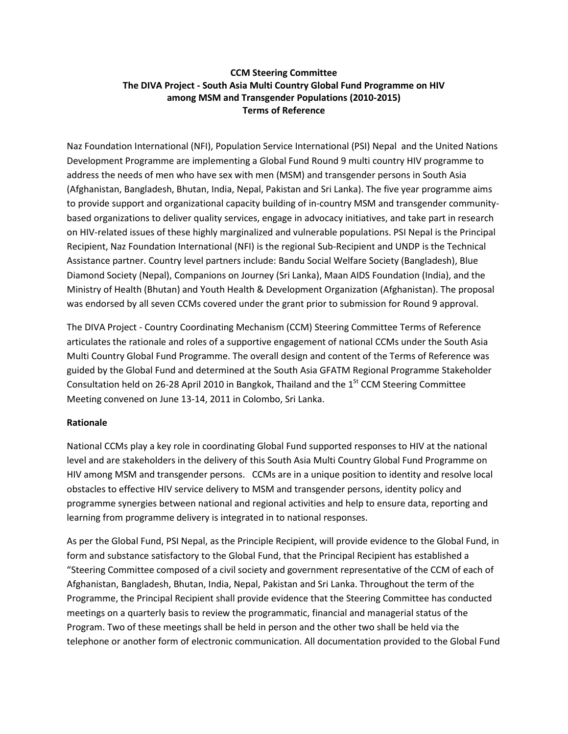**CCM Steering Committee**
**The DIVA Project - South Asia Multi Country Global Fund Programme on HIV among MSM and Transgender Populations (2010-2015)**
**Terms of Reference**

Naz Foundation International (NFI), Population Service International (PSI) Nepal and the United Nations Development Programme are implementing a Global Fund Round 9 multi country HIV programme to address the needs of men who have sex with men (MSM) and transgender persons in South Asia (Afghanistan, Bangladesh, Bhutan, India, Nepal, Pakistan and Sri Lanka). The five year programme aims to provide support and organizational capacity building of in-country MSM and transgender community-based organizations to deliver quality services, engage in advocacy initiatives, and take part in research on HIV-related issues of these highly marginalized and vulnerable populations. PSI Nepal is the Principal Recipient, Naz Foundation International (NFI) is the regional Sub-Recipient and UNDP is the Technical Assistance partner. Country level partners include: Bandu Social Welfare Society (Bangladesh), Blue Diamond Society (Nepal), Companions on Journey (Sri Lanka), Maan AIDS Foundation (India), and the Ministry of Health (Bhutan) and Youth Health & Development Organization (Afghanistan). The proposal was endorsed by all seven CCMs covered under the grant prior to submission for Round 9 approval.

The DIVA Project - Country Coordinating Mechanism (CCM) Steering Committee Terms of Reference articulates the rationale and roles of a supportive engagement of national CCMs under the South Asia Multi Country Global Fund Programme. The overall design and content of the Terms of Reference was guided by the Global Fund and determined at the South Asia GFATM Regional Programme Stakeholder Consultation held on 26-28 April 2010 in Bangkok, Thailand and the 1st CCM Steering Committee Meeting convened on June 13-14, 2011 in Colombo, Sri Lanka.

**Rationale**

National CCMs play a key role in coordinating Global Fund supported responses to HIV at the national level and are stakeholders in the delivery of this South Asia Multi Country Global Fund Programme on HIV among MSM and transgender persons. CCMs are in a unique position to identity and resolve local obstacles to effective HIV service delivery to MSM and transgender persons, identity policy and programme synergies between national and regional activities and help to ensure data, reporting and learning from programme delivery is integrated in to national responses.

As per the Global Fund, PSI Nepal, as the Principle Recipient, will provide evidence to the Global Fund, in form and substance satisfactory to the Global Fund, that the Principal Recipient has established a "Steering Committee composed of a civil society and government representative of the CCM of each of Afghanistan, Bangladesh, Bhutan, India, Nepal, Pakistan and Sri Lanka. Throughout the term of the Programme, the Principal Recipient shall provide evidence that the Steering Committee has conducted meetings on a quarterly basis to review the programmatic, financial and managerial status of the Program. Two of these meetings shall be held in person and the other two shall be held via the telephone or another form of electronic communication. All documentation provided to the Global Fund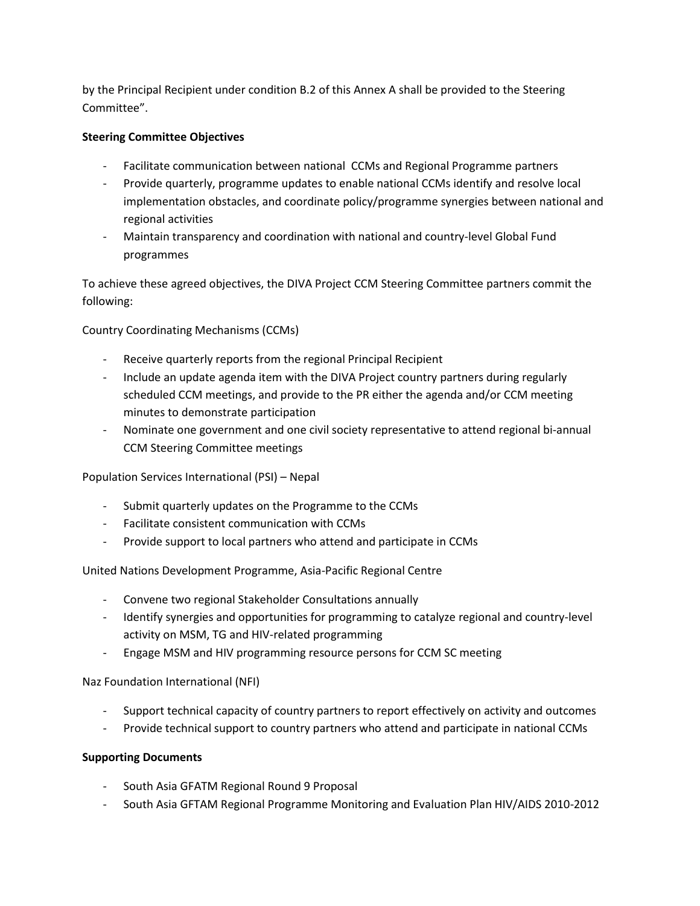by the Principal Recipient under condition B.2 of this Annex A shall be provided to the Steering Committee".

**Steering Committee Objectives**

- Facilitate communication between national CCMs and Regional Programme partners
- Provide quarterly, programme updates to enable national CCMs identify and resolve local implementation obstacles, and coordinate policy/programme synergies between national and regional activities
- Maintain transparency and coordination with national and country-level Global Fund programmes

To achieve these agreed objectives, the DIVA Project CCM Steering Committee partners commit the following:

Country Coordinating Mechanisms (CCMs)

- Receive quarterly reports from the regional Principal Recipient
- Include an update agenda item with the DIVA Project country partners during regularly scheduled CCM meetings, and provide to the PR either the agenda and/or CCM meeting minutes to demonstrate participation
- Nominate one government and one civil society representative to attend regional bi-annual CCM Steering Committee meetings

Population Services International (PSI) – Nepal

- Submit quarterly updates on the Programme to the CCMs
- Facilitate consistent communication with CCMs
- Provide support to local partners who attend and participate in CCMs

United Nations Development Programme, Asia-Pacific Regional Centre

- Convene two regional Stakeholder Consultations annually
- Identify synergies and opportunities for programming to catalyze regional and country-level activity on MSM, TG and HIV-related programming
- Engage MSM and HIV programming resource persons for CCM SC meeting

Naz Foundation International (NFI)

- Support technical capacity of country partners to report effectively on activity and outcomes
- Provide technical support to country partners who attend and participate in national CCMs

**Supporting Documents**

- South Asia GFATM Regional Round 9 Proposal
- South Asia GFTAM Regional Programme Monitoring and Evaluation Plan HIV/AIDS 2010-2012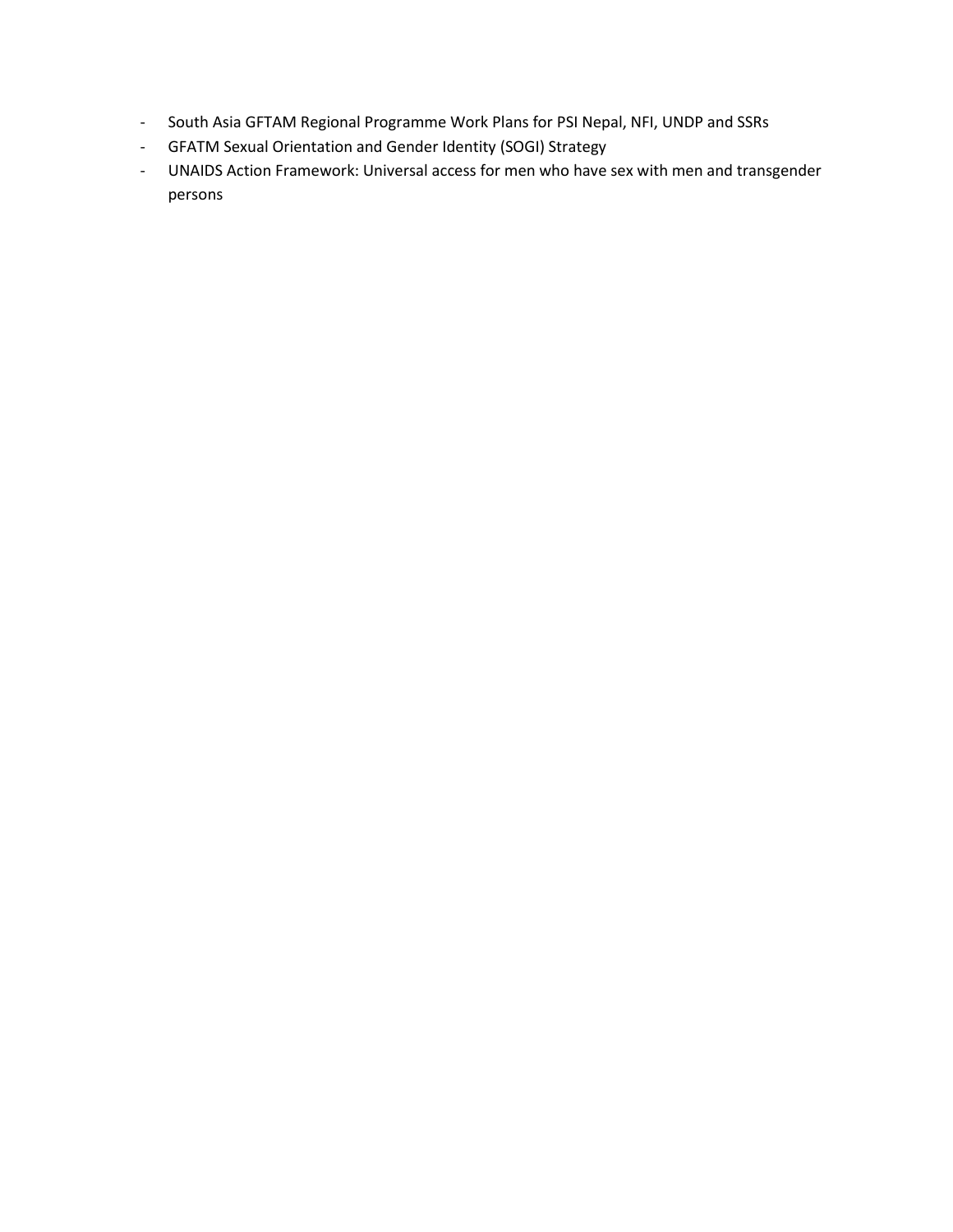- South Asia GFTAM Regional Programme Work Plans for PSI Nepal, NFI, UNDP and SSRs
- GFATM Sexual Orientation and Gender Identity (SOGI) Strategy
- UNAIDS Action Framework: Universal access for men who have sex with men and transgender persons